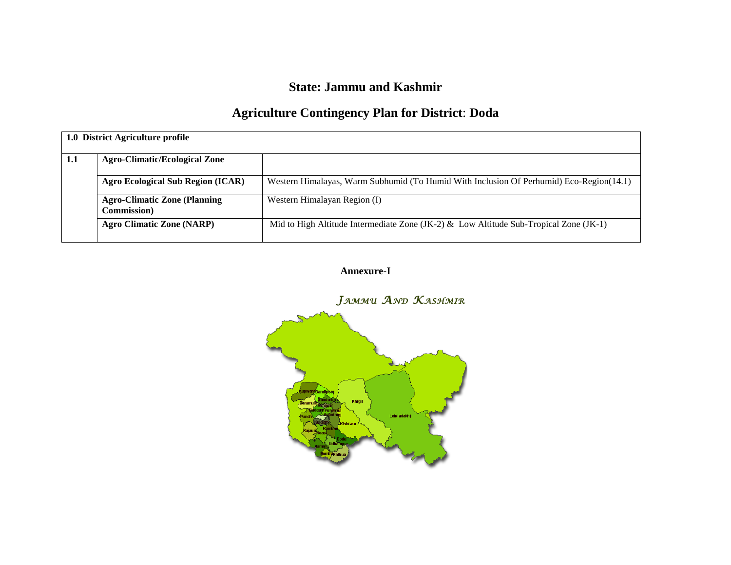# State: Jammu and Kashmir

## Agriculture Contingency Plan for District: Doda

| 1.0 District Agriculture profile | | |
|---|---|---|
| **1.1** | **Agro-Climatic/Ecological Zone** | |
| | **Agro Ecological Sub Region (ICAR)** | Western Himalayas, Warm Subhumid (To Humid With Inclusion Of Perhumid) Eco-Region(14.1) |
| | **Agro-Climatic Zone (Planning Commission)** | Western Himalayan Region (I) |
| | **Agro Climatic Zone (NARP)** | Mid to High Altitude Intermediate Zone (JK-2) & Low Altitude Sub-Tropical Zone (JK-1) |

**Annexure-I**

*JAMMU AND KASHMIR*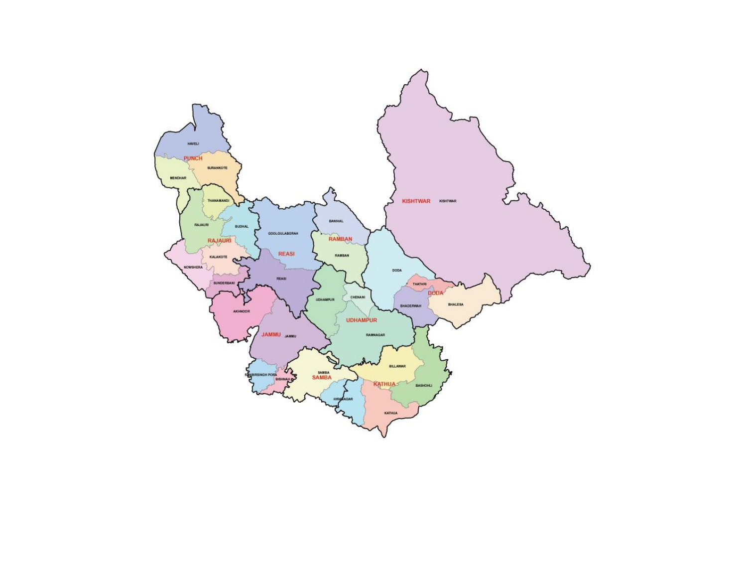HAVELI

PUNCH

SURANKOTE

MENDHAR

THANAMANDI

RAJAURI

BUDHAL

GOOLGULABGRAH

BANIHAL

KISHTWAR

KISHTWAR

RAMBAN

RAJAURI

REASI

RAMBAN

KALAKOTE

NOWSHERA

DODA

REASI

SUNDERBANI

THATHRI

CHENANI

DODA

UDHAMPUR

BHADERWAH

BHALESA

AKHNOOR

UDHAMPUR

JAMMU

JAMMU

RAMNAGAR

BILLAWAR

SAMBA

RANBIRSINGH PORA

BISHNAH

SAMBA

KATHUA

BASHOHLI

HIRANAGAR

KATHUA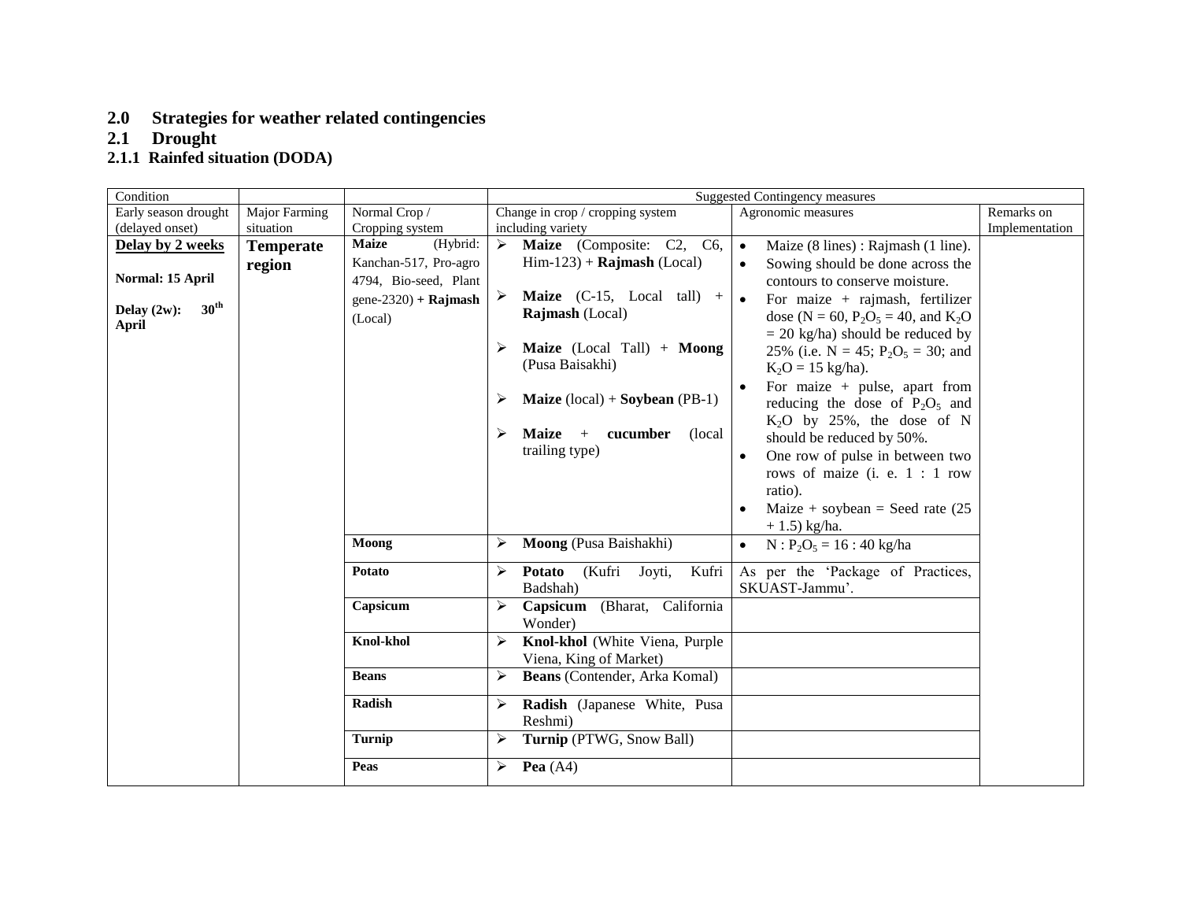## 2.0 Strategies for weather related contingencies

## 2.1 Drought

### 2.1.1 Rainfed situation (DODA)

| Condition | | | Suggested Contingency measures | | |
|---|---|---|---|---|---|
| Early season drought (delayed onset) | Major Farming situation | Normal Crop / Cropping system | Change in crop / cropping system including variety | Agronomic measures | Remarks on Implementation |
| **Delay by 2 weeks**<br><br>**Normal: 15 April**<br><br>**Delay (2w): 30th April** | **Temperate region** | **Maize** (Hybrid: Kanchan-517, Pro-agro 4794, Bio-seed, Plant gene-2320) **+ Rajmash** (Local) | ➢ **Maize** (Composite: C2, C6, Him-123) + **Rajmash** (Local)<br>➢ **Maize** (C-15, Local tall) + **Rajmash** (Local)<br>➢ **Maize** (Local Tall) + **Moong** (Pusa Baisakhi)<br>➢ **Maize** (local) + **Soybean** (PB-1)<br>➢ **Maize** + **cucumber** (local trailing type) | • Maize (8 lines) : Rajmash (1 line).<br>• Sowing should be done across the contours to conserve moisture.<br>• For maize + rajmash, fertilizer dose (N = 60, $P_2O_5$ = 40, and $K_2O$ = 20 kg/ha) should be reduced by 25% (i.e. N = 45; $P_2O_5$ = 30; and $K_2O$ = 15 kg/ha).<br>• For maize + pulse, apart from reducing the dose of $P_2O_5$ and $K_2O$ by 25%, the dose of N should be reduced by 50%.<br>• One row of pulse in between two rows of maize (i. e. 1 : 1 row ratio).<br>• Maize + soybean = Seed rate (25 + 1.5) kg/ha. | |
| | | **Moong** | ➢ **Moong** (Pusa Baishakhi) | • N : $P_2O_5$ = 16 : 40 kg/ha | |
| | | **Potato** | ➢ **Potato** (Kufri Joyti, Kufri Badshah) | As per the 'Package of Practices, SKUAST-Jammu'. | |
| | | **Capsicum** | ➢ **Capsicum** (Bharat, California Wonder) | | |
| | | **Knol-khol** | ➢ **Knol-khol** (White Viena, Purple Viena, King of Market) | | |
| | | **Beans** | ➢ **Beans** (Contender, Arka Komal) | | |
| | | **Radish** | ➢ **Radish** (Japanese White, Pusa Reshmi) | | |
| | | **Turnip** | ➢ **Turnip** (PTWG, Snow Ball) | | |
| | | **Peas** | ➢ **Pea** (A4) | | |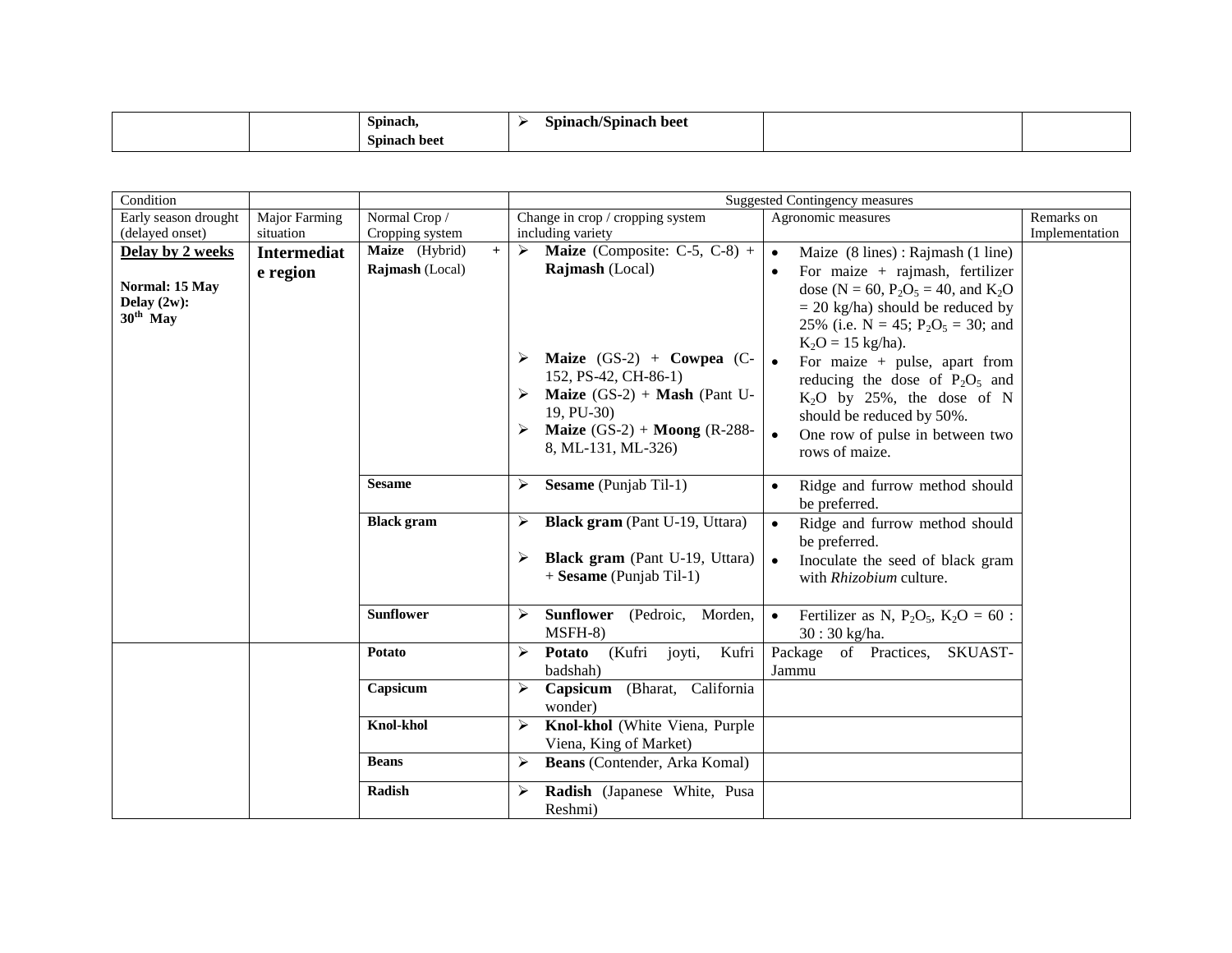|  |  | **Spinach, Spinach beet** | ➢ **Spinach/Spinach beet** |  |  |
|---|---|---|---|---|---|

| Condition |  |  | Suggested Contingency measures |  |  |
|---|---|---|---|---|---|
| Early season drought (delayed onset) | Major Farming situation | Normal Crop / Cropping system | Change in crop / cropping system including variety | Agronomic measures | Remarks on Implementation |
| **Delay by 2 weeks**<br><br>**Normal: 15 May**<br>**Delay (2w): 30th May** | **Intermediate region** | **Maize** (Hybrid) + **Rajmash** (Local) | ➢ **Maize** (Composite: C-5, C-8) + **Rajmash** (Local)<br><br>➢ **Maize** (GS-2) + **Cowpea** (C-152, PS-42, CH-86-1)<br>➢ **Maize** (GS-2) + **Mash** (Pant U-19, PU-30)<br>➢ **Maize** (GS-2) + **Moong** (R-288-8, ML-131, ML-326) | • Maize (8 lines) : Rajmash (1 line)<br>• For maize + rajmash, fertilizer dose (N = 60, $P_2O_5$ = 40, and $K_2O$ = 20 kg/ha) should be reduced by 25% (i.e. N = 45; $P_2O_5$ = 30; and $K_2O$ = 15 kg/ha).<br>• For maize + pulse, apart from reducing the dose of $P_2O_5$ and $K_2O$ by 25%, the dose of N should be reduced by 50%.<br>• One row of pulse in between two rows of maize. |  |
|  |  | **Sesame** | ➢ **Sesame** (Punjab Til-1) | • Ridge and furrow method should be preferred. |  |
|  |  | **Black gram** | ➢ **Black gram** (Pant U-19, Uttara)<br><br>➢ **Black gram** (Pant U-19, Uttara) + **Sesame** (Punjab Til-1) | • Ridge and furrow method should be preferred.<br>• Inoculate the seed of black gram with *Rhizobium* culture. |  |
|  |  | **Sunflower** | ➢ **Sunflower** (Pedroic, Morden, MSFH-8) | • Fertilizer as N, $P_2O_5$, $K_2O$ = 60 : 30 : 30 kg/ha. |  |
|  |  | **Potato** | ➢ **Potato** (Kufri joyti, Kufri badshah) | Package of Practices, SKUAST-Jammu |  |
|  |  | **Capsicum** | ➢ **Capsicum** (Bharat, California wonder) |  |  |
|  |  | **Knol-khol** | ➢ **Knol-khol** (White Viena, Purple Viena, King of Market) |  |  |
|  |  | **Beans** | ➢ **Beans** (Contender, Arka Komal) |  |  |
|  |  | **Radish** | ➢ **Radish** (Japanese White, Pusa Reshmi) |  |  |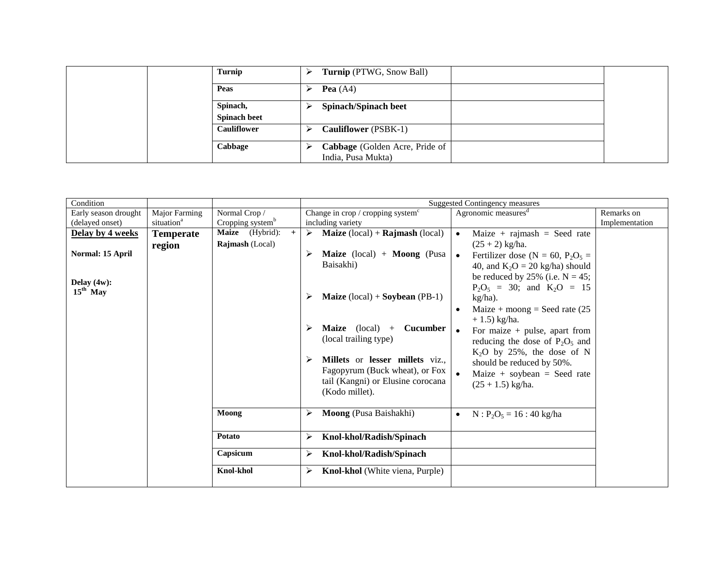| | | Turnip | ➢ **Turnip** (PTWG, Snow Ball) | | |
|---|---|---|---|---|---|
| | | **Peas** | ➢ **Pea** (A4) | | |
| | | **Spinach, Spinach beet** | ➢ **Spinach/Spinach beet** | | |
| | | **Cauliflower** | ➢ **Cauliflower** (PSBK-1) | | |
| | | **Cabbage** | ➢ **Cabbage** (Golden Acre, Pride of India, Pusa Mukta) | | |

| Condition | | | Suggested Contingency measures | | |
|---|---|---|---|---|---|
| Early season drought (delayed onset) | Major Farming situation[a] | Normal Crop / Cropping system[b] | Change in crop / cropping system[c] including variety | Agronomic measures[d] | Remarks on Implementation |
| **Delay by 4 weeks**<br><br>**Normal: 15 April**<br><br>**Delay (4w): 15[th] May** | **Temperate region** | **Maize** (Hybrid): + **Rajmash** (Local) | ➢ **Maize** (local) + **Rajmash** (local)<br>➢ **Maize** (local) + **Moong** (Pusa Baisakhi)<br>➢ **Maize** (local) + **Soybean** (PB-1)<br>➢ **Maize** (local) + **Cucumber** (local trailing type)<br>➢ **Millets** or **lesser millets** viz., Fagopyrum (Buck wheat), or Fox tail (Kangni) or Elusine corocana (Kodo millet). | • Maize + rajmash = Seed rate (25 + 2) kg/ha.<br>• Fertilizer dose (N = 60, $P_2O_5$ = 40, and $K_2O$ = 20 kg/ha) should be reduced by 25% (i.e. N = 45; $P_2O_5$ = 30; and $K_2O$ = 15 kg/ha).<br>• Maize + moong = Seed rate (25 + 1.5) kg/ha.<br>• For maize + pulse, apart from reducing the dose of $P_2O_5$ and $K_2O$ by 25%, the dose of N should be reduced by 50%.<br>• Maize + soybean = Seed rate (25 + 1.5) kg/ha. | |
| | | **Moong** | ➢ **Moong** (Pusa Baishakhi) | • N : $P_2O_5$ = 16 : 40 kg/ha | |
| | | **Potato** | ➢ **Knol-khol/Radish/Spinach** | | |
| | | **Capsicum** | ➢ **Knol-khol/Radish/Spinach** | | |
| | | **Knol-khol** | ➢ **Knol-khol** (White viena, Purple) | | |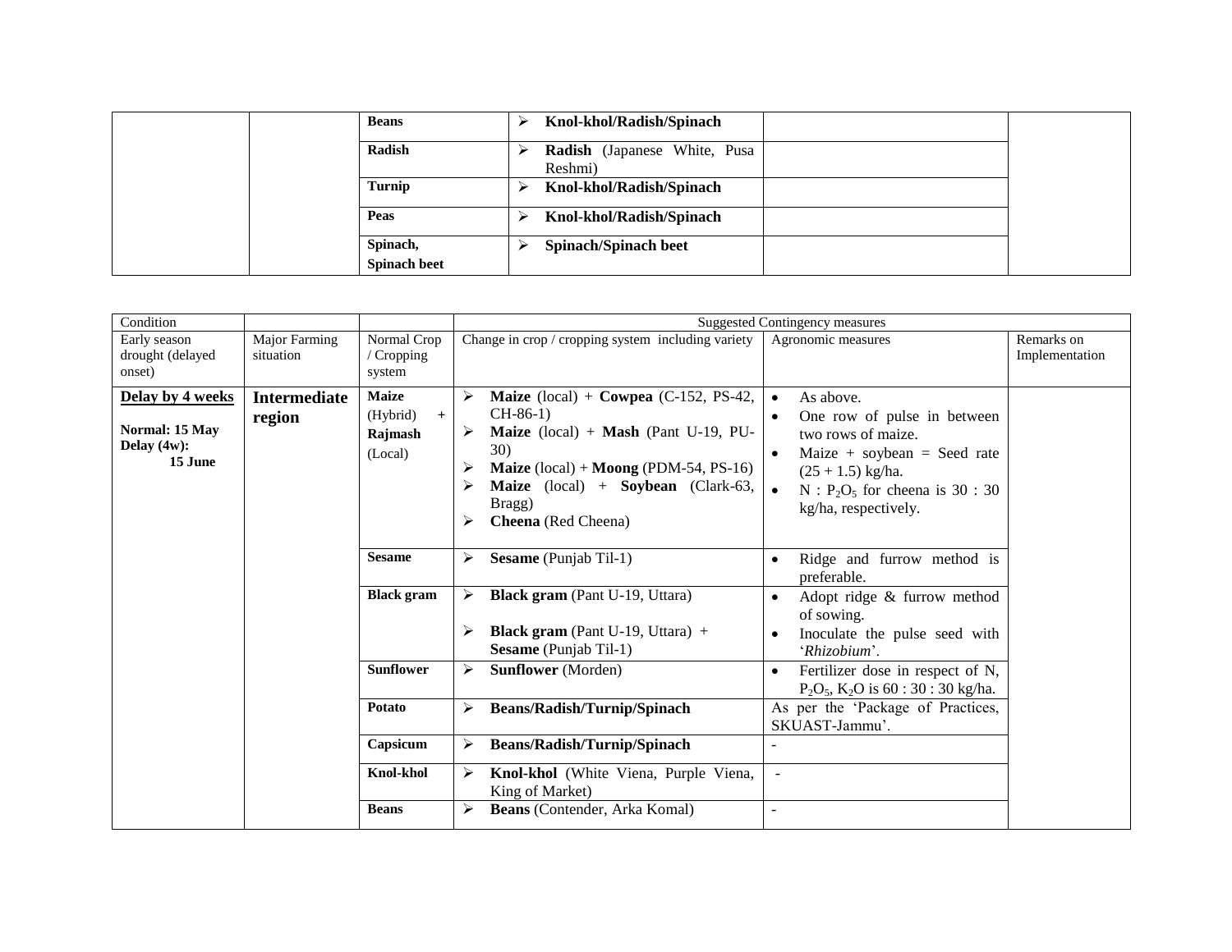| | | | | | |
|---|---|---|---|---|---|
| | | **Beans** | ➢ **Knol-khol/Radish/Spinach** | | |
| | | **Radish** | ➢ **Radish** (Japanese White, Pusa Reshmi) | | |
| | | **Turnip** | ➢ **Knol-khol/Radish/Spinach** | | |
| | | **Peas** | ➢ **Knol-khol/Radish/Spinach** | | |
| | | **Spinach, Spinach beet** | ➢ **Spinach/Spinach beet** | | |

| Condition | | | Suggested Contingency measures | | |
|---|---|---|---|---|---|
| Early season drought (delayed onset) | Major Farming situation | Normal Crop / Cropping system | Change in crop / cropping system including variety | Agronomic measures | Remarks on Implementation |
| **Delay by 4 weeks**<br><br>**Normal: 15 May**<br>**Delay (4w): 15 June** | **Intermediate region** | **Maize** (Hybrid) **+ Rajmash** (Local) | ➢ **Maize** (local) + **Cowpea** (C-152, PS-42, CH-86-1)<br>➢ **Maize** (local) + **Mash** (Pant U-19, PU-30)<br>➢ **Maize** (local) + **Moong** (PDM-54, PS-16)<br>➢ **Maize** (local) + **Soybean** (Clark-63, Bragg)<br>➢ **Cheena** (Red Cheena) | • As above.<br>• One row of pulse in between two rows of maize.<br>• Maize + soybean = Seed rate (25 + 1.5) kg/ha.<br>• N : $P_2O_5$ for cheena is 30 : 30 kg/ha, respectively. | |
| | | **Sesame** | ➢ **Sesame** (Punjab Til-1) | • Ridge and furrow method is preferable. | |
| | | **Black gram** | ➢ **Black gram** (Pant U-19, Uttara)<br><br>➢ **Black gram** (Pant U-19, Uttara) + **Sesame** (Punjab Til-1) | • Adopt ridge & furrow method of sowing.<br>• Inoculate the pulse seed with '*Rhizobium*'. | |
| | | **Sunflower** | ➢ **Sunflower** (Morden) | • Fertilizer dose in respect of N, $P_2O_5$, $K_2O$ is 60 : 30 : 30 kg/ha. | |
| | | **Potato** | ➢ **Beans/Radish/Turnip/Spinach** | As per the 'Package of Practices, SKUAST-Jammu'. | |
| | | **Capsicum** | ➢ **Beans/Radish/Turnip/Spinach** | - | |
| | | **Knol-khol** | ➢ **Knol-khol** (White Viena, Purple Viena, King of Market) | - | |
| | | **Beans** | ➢ **Beans** (Contender, Arka Komal) | - | |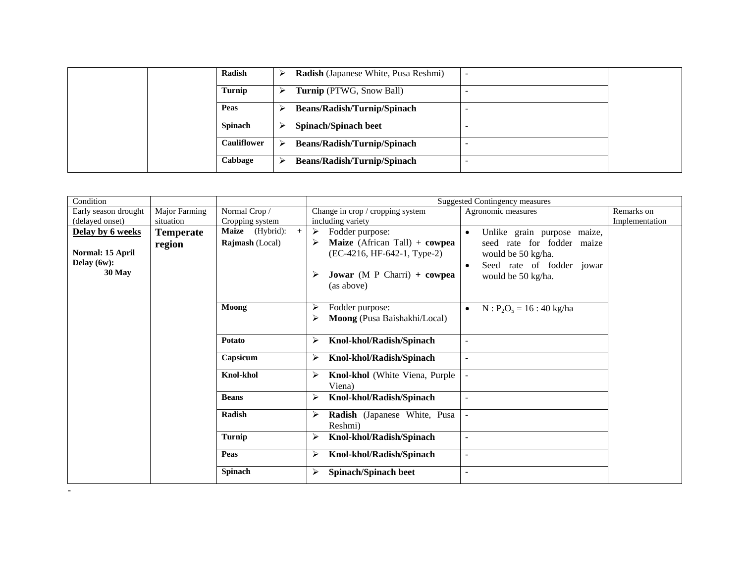| | | | | | |
|---|---|---|---|---|---|
| | | **Radish** | ➢ **Radish** (Japanese White, Pusa Reshmi) | - | |
| | | **Turnip** | ➢ **Turnip** (PTWG, Snow Ball) | - | |
| | | **Peas** | ➢ **Beans/Radish/Turnip/Spinach** | - | |
| | | **Spinach** | ➢ **Spinach/Spinach beet** | - | |
| | | **Cauliflower** | ➢ **Beans/Radish/Turnip/Spinach** | - | |
| | | **Cabbage** | ➢ **Beans/Radish/Turnip/Spinach** | - | |

| Condition | | | Suggested Contingency measures | | |
|---|---|---|---|---|---|
| Early season drought (delayed onset) | Major Farming situation | Normal Crop / Cropping system | Change in crop / cropping system including variety | Agronomic measures | Remarks on Implementation |
| **Delay by 6 weeks**<br><br>**Normal: 15 April**<br>**Delay (6w): 30 May** | **Temperate region** | **Maize** (Hybrid): + **Rajmash** (Local) | ➢ Fodder purpose:<br>➢ **Maize** (African Tall) + **cowpea** (EC-4216, HF-642-1, Type-2)<br><br>➢ **Jowar** (M P Charri) + **cowpea** (as above) | • Unlike grain purpose maize, seed rate for fodder maize would be 50 kg/ha.<br>• Seed rate of fodder jowar would be 50 kg/ha. | |
| | | **Moong** | ➢ Fodder purpose:<br>➢ **Moong** (Pusa Baishakhi/Local) | • N : $P_2O_5$ = 16 : 40 kg/ha | |
| | | **Potato** | ➢ **Knol-khol/Radish/Spinach** | - | |
| | | **Capsicum** | ➢ **Knol-khol/Radish/Spinach** | - | |
| | | **Knol-khol** | ➢ **Knol-khol** (White Viena, Purple Viena) | - | |
| | | **Beans** | ➢ **Knol-khol/Radish/Spinach** | - | |
| | | **Radish** | ➢ **Radish** (Japanese White, Pusa Reshmi) | - | |
| | | **Turnip** | ➢ **Knol-khol/Radish/Spinach** | - | |
| | | **Peas** | ➢ **Knol-khol/Radish/Spinach** | - | |
| | | **Spinach** | ➢ **Spinach/Spinach beet** | - | |

-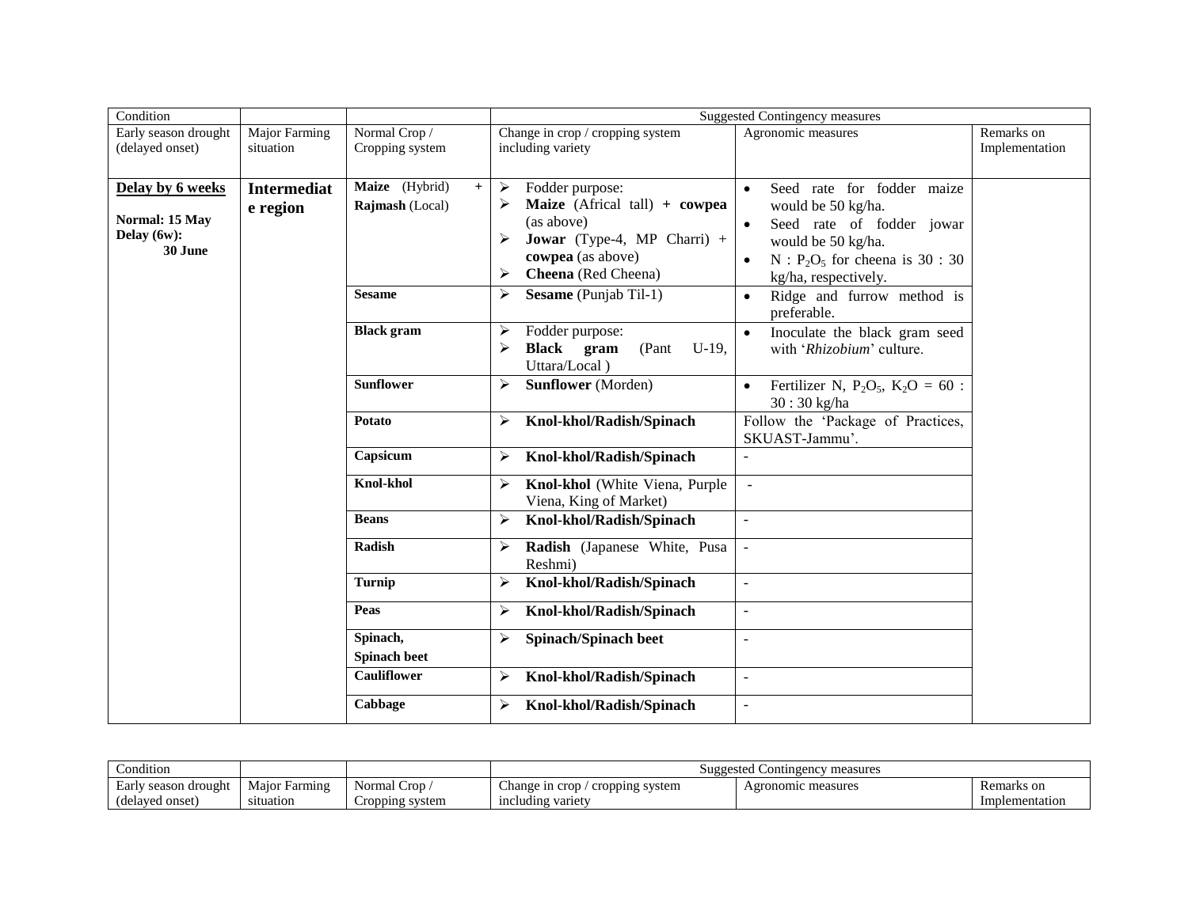| Condition | | | Suggested Contingency measures | | |
|---|---|---|---|---|---|
| Early season drought (delayed onset) | Major Farming situation | Normal Crop / Cropping system | Change in crop / cropping system including variety | Agronomic measures | Remarks on Implementation |
| **Delay by 6 weeks**<br><br>**Normal: 15 May**<br>**Delay (6w): 30 June** | **Intermediate region** | **Maize** (Hybrid) + **Rajmash** (Local) | ➢ Fodder purpose:<br>➢ **Maize** (Africal tall) **+ cowpea** (as above)<br>➢ **Jowar** (Type-4, MP Charri) + **cowpea** (as above)<br>➢ **Cheena** (Red Cheena) | • Seed rate for fodder maize would be 50 kg/ha.<br>• Seed rate of fodder jowar would be 50 kg/ha.<br>• N : $P_2O_5$ for cheena is 30 : 30 kg/ha, respectively. | |
| | | **Sesame** | ➢ **Sesame** (Punjab Til-1) | • Ridge and furrow method is preferable. | |
| | | **Black gram** | ➢ Fodder purpose:<br>➢ **Black gram** (Pant U-19, Uttara/Local ) | • Inoculate the black gram seed with '*Rhizobium*' culture. | |
| | | **Sunflower** | ➢ **Sunflower** (Morden) | • Fertilizer N, $P_2O_5$, $K_2O$ = 60 : 30 : 30 kg/ha | |
| | | **Potato** | ➢ **Knol-khol/Radish/Spinach** | Follow the 'Package of Practices, SKUAST-Jammu'. | |
| | | **Capsicum** | ➢ **Knol-khol/Radish/Spinach** | - | |
| | | **Knol-khol** | ➢ **Knol-khol** (White Viena, Purple Viena, King of Market) | - | |
| | | **Beans** | ➢ **Knol-khol/Radish/Spinach** | - | |
| | | **Radish** | ➢ **Radish** (Japanese White, Pusa Reshmi) | - | |
| | | **Turnip** | ➢ **Knol-khol/Radish/Spinach** | - | |
| | | **Peas** | ➢ **Knol-khol/Radish/Spinach** | - | |
| | | **Spinach, Spinach beet** | ➢ **Spinach/Spinach beet** | - | |
| | | **Cauliflower** | ➢ **Knol-khol/Radish/Spinach** | - | |
| | | **Cabbage** | ➢ **Knol-khol/Radish/Spinach** | - | |

| Condition | | | Suggested Contingency measures | | |
|---|---|---|---|---|---|
| Early season drought (delayed onset) | Major Farming situation | Normal Crop / Cropping system | Change in crop / cropping system including variety | Agronomic measures | Remarks on Implementation |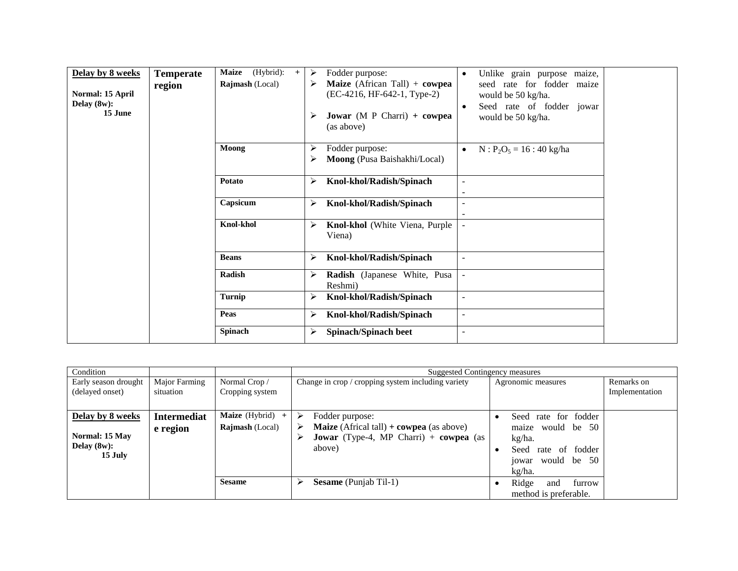| | | | | | |
|---|---|---|---|---|---|
| **Delay by 8 weeks**<br><br>**Normal: 15 April**<br>**Delay (8w): 15 June** | **Temperate region** | **Maize** (Hybrid): + **Rajmash** (Local) | ➢ Fodder purpose:<br>➢ **Maize** (African Tall) + **cowpea** (EC-4216, HF-642-1, Type-2)<br>➢ **Jowar** (M P Charri) **+ cowpea** (as above) | • Unlike grain purpose maize, seed rate for fodder maize would be 50 kg/ha.<br>• Seed rate of fodder jowar would be 50 kg/ha. | |
| | | **Moong** | ➢ Fodder purpose:<br>➢ **Moong** (Pusa Baishakhi/Local) | • N : $P_2O_5$ = 16 : 40 kg/ha | |
| | | **Potato** | ➢ **Knol-khol/Radish/Spinach** | -<br>- | |
| | | **Capsicum** | ➢ **Knol-khol/Radish/Spinach** | -<br>- | |
| | | **Knol-khol** | ➢ **Knol-khol** (White Viena, Purple Viena) | - | |
| | | **Beans** | ➢ **Knol-khol/Radish/Spinach** | - | |
| | | **Radish** | ➢ **Radish** (Japanese White, Pusa Reshmi) | - | |
| | | **Turnip** | ➢ **Knol-khol/Radish/Spinach** | - | |
| | | **Peas** | ➢ **Knol-khol/Radish/Spinach** | - | |
| | | **Spinach** | ➢ **Spinach/Spinach beet** | - | |

| Condition | | | Suggested Contingency measures | | |
|---|---|---|---|---|---|
| Early season drought (delayed onset) | Major Farming situation | Normal Crop / Cropping system | Change in crop / cropping system including variety | Agronomic measures | Remarks on Implementation |
| **Delay by 8 weeks**<br><br>**Normal: 15 May**<br>**Delay (8w): 15 July** | **Intermediate region** | **Maize** (Hybrid) + **Rajmash** (Local) | ➢ Fodder purpose:<br>➢ **Maize** (Africal tall) **+ cowpea** (as above)<br>➢ **Jowar** (Type-4, MP Charri) + **cowpea** (as above) | • Seed rate for fodder maize would be 50 kg/ha.<br>• Seed rate of fodder jowar would be 50 kg/ha. | |
| | | **Sesame** | ➢ **Sesame** (Punjab Til-1) | • Ridge and furrow method is preferable. | |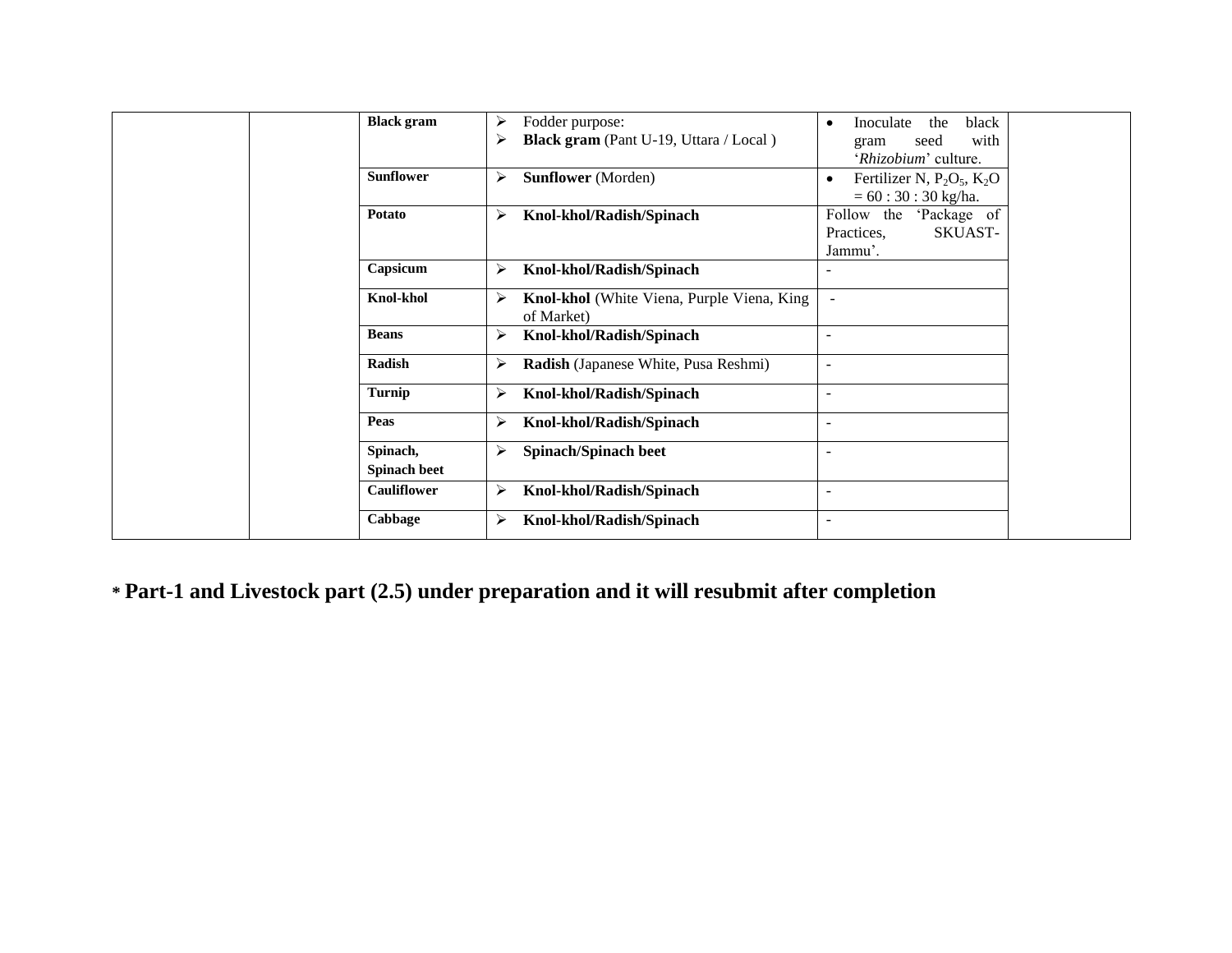| | | | | | |
|---|---|---|---|---|---|
| | | **Black gram** | ➢ Fodder purpose:<br>➢ **Black gram** (Pant U-19, Uttara / Local ) | • Inoculate the black gram seed with '*Rhizobium*' culture. | |
| | | **Sunflower** | ➢ **Sunflower** (Morden) | • Fertilizer N, $P_2O_5$, $K_2O$ = 60 : 30 : 30 kg/ha. | |
| | | **Potato** | ➢ **Knol-khol/Radish/Spinach** | Follow the 'Package of Practices, SKUAST-Jammu'. | |
| | | **Capsicum** | ➢ **Knol-khol/Radish/Spinach** | - | |
| | | **Knol-khol** | ➢ **Knol-khol** (White Viena, Purple Viena, King of Market) | - | |
| | | **Beans** | ➢ **Knol-khol/Radish/Spinach** | - | |
| | | **Radish** | ➢ **Radish** (Japanese White, Pusa Reshmi) | - | |
| | | **Turnip** | ➢ **Knol-khol/Radish/Spinach** | - | |
| | | **Peas** | ➢ **Knol-khol/Radish/Spinach** | - | |
| | | **Spinach, Spinach beet** | ➢ **Spinach/Spinach beet** | - | |
| | | **Cauliflower** | ➢ **Knol-khol/Radish/Spinach** | - | |
| | | **Cabbage** | ➢ **Knol-khol/Radish/Spinach** | - | |

**\* Part-1 and Livestock part (2.5) under preparation and it will resubmit after completion**